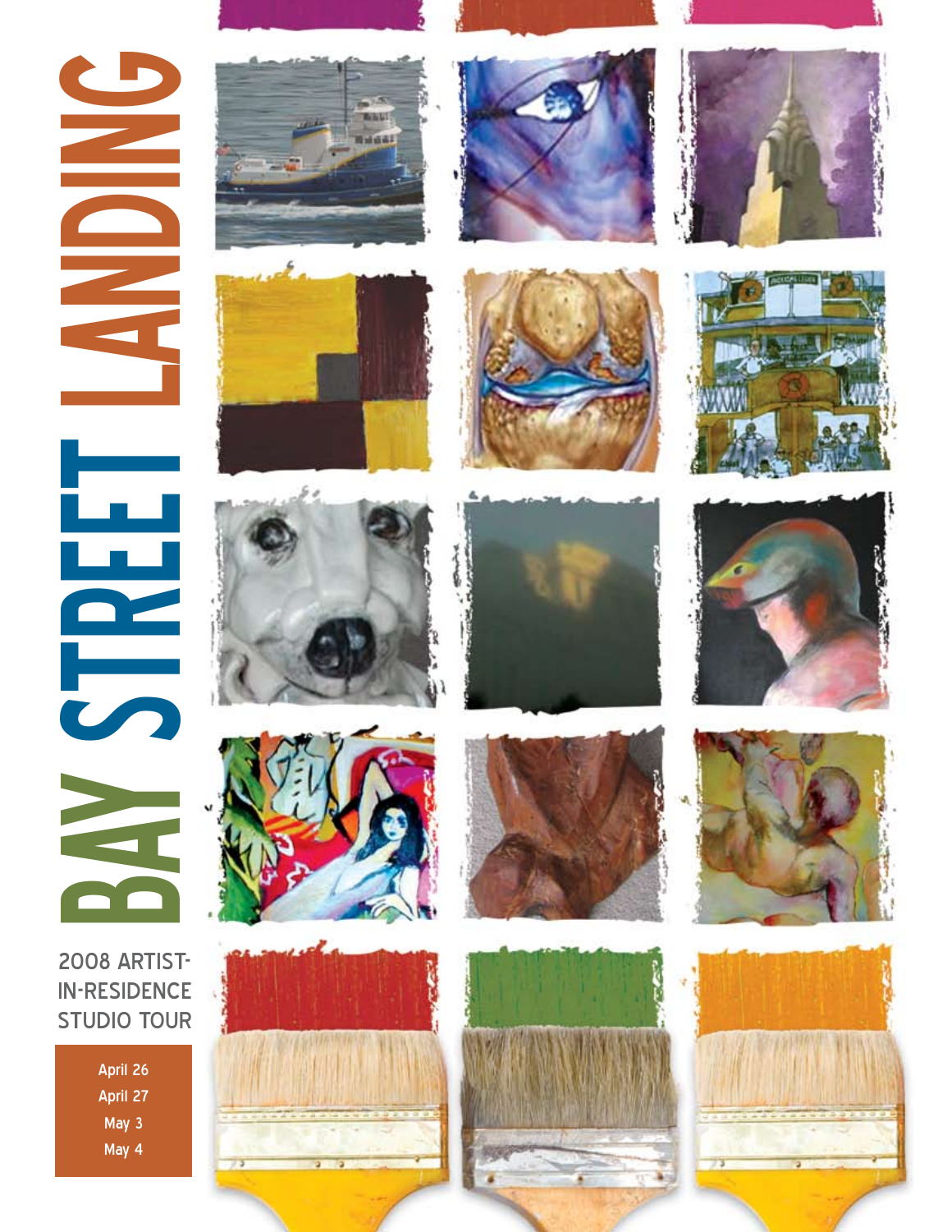# BAY STREET LANDING

## 2008 ARTIST-IN-RESIDENCE STUDIO TOUR

April 26
April 27
May 3
May 4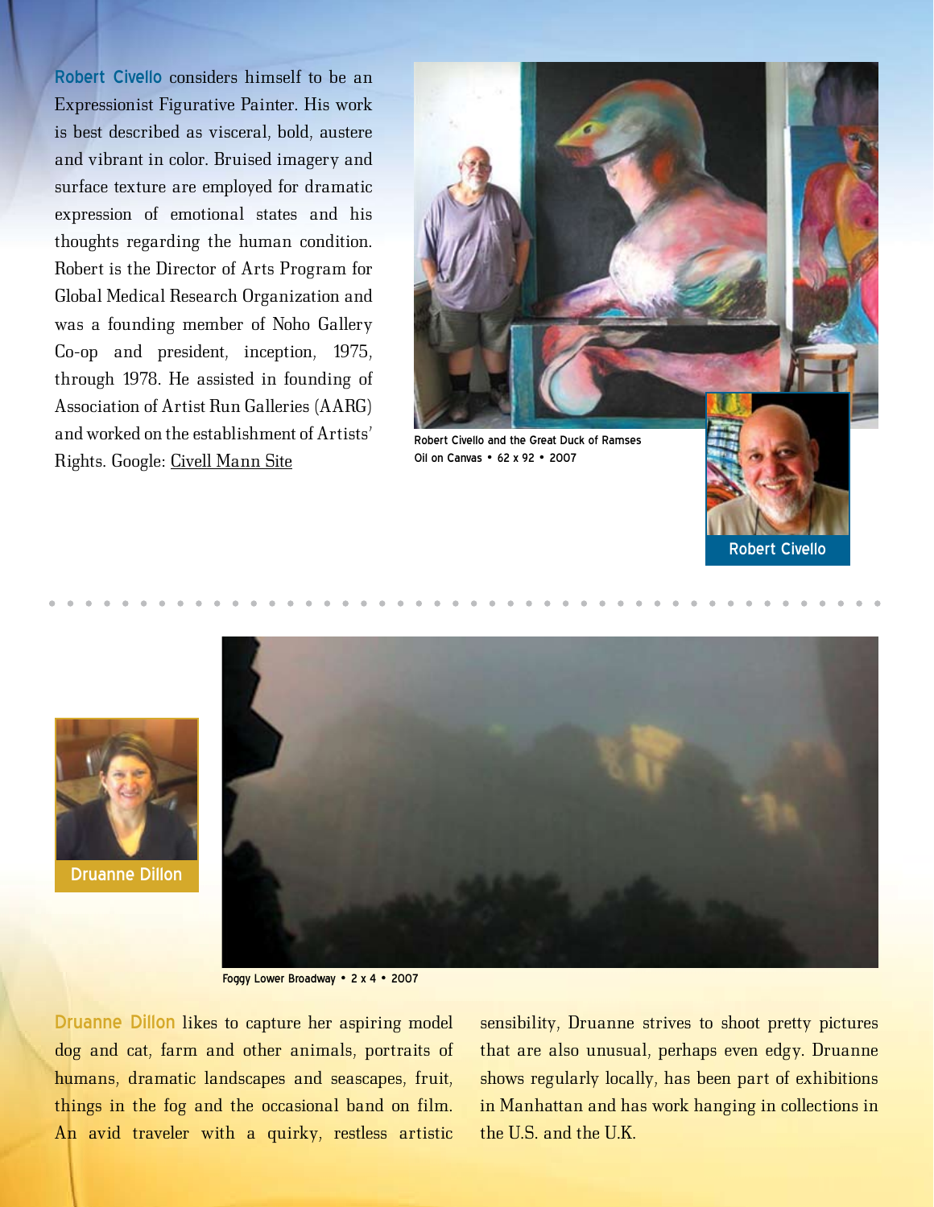**Robert Civello** considers himself to be an Expressionist Figurative Painter. His work is best described as visceral, bold, austere and vibrant in color. Bruised imagery and surface texture are employed for dramatic expression of emotional states and his thoughts regarding the human condition. Robert is the Director of Arts Program for Global Medical Research Organization and was a founding member of Noho Gallery Co-op and president, inception, 1975, through 1978. He assisted in founding of Association of Artist Run Galleries (AARG) and worked on the establishment of Artists' Rights. Google: Civell Mann Site

Robert Civello and the Great Duck of Ramses
Oil on Canvas • 62 x 92 • 2007

Robert Civello

Druanne Dillon

Foggy Lower Broadway • 2 x 4 • 2007

**Druanne Dillon** likes to capture her aspiring model dog and cat, farm and other animals, portraits of humans, dramatic landscapes and seascapes, fruit, things in the fog and the occasional band on film. An avid traveler with a quirky, restless artistic sensibility, Druanne strives to shoot pretty pictures that are also unusual, perhaps even edgy. Druanne shows regularly locally, has been part of exhibitions in Manhattan and has work hanging in collections in the U.S. and the U.K.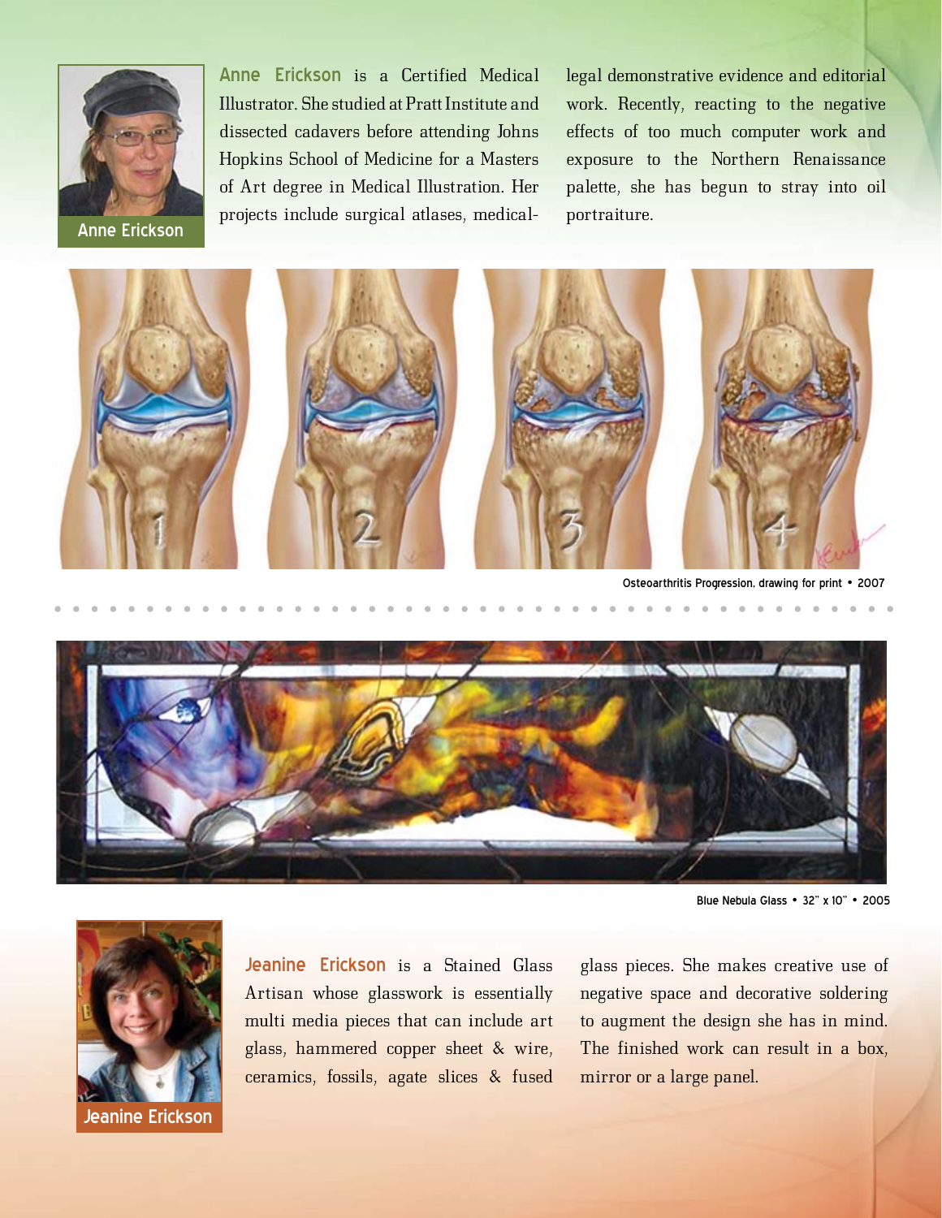Anne Erickson

**Anne Erickson** is a Certified Medical Illustrator. She studied at Pratt Institute and dissected cadavers before attending Johns Hopkins School of Medicine for a Masters of Art degree in Medical Illustration. Her projects include surgical atlases, medical-legal demonstrative evidence and editorial work. Recently, reacting to the negative effects of too much computer work and exposure to the Northern Renaissance palette, she has begun to stray into oil portraiture.

Osteoarthritis Progression, drawing for print • 2007

Blue Nebula Glass • 32" x 10" • 2005

Jeanine Erickson

**Jeanine Erickson** is a Stained Glass Artisan whose glasswork is essentially multi media pieces that can include art glass, hammered copper sheet & wire, ceramics, fossils, agate slices & fused glass pieces. She makes creative use of negative space and decorative soldering to augment the design she has in mind. The finished work can result in a box, mirror or a large panel.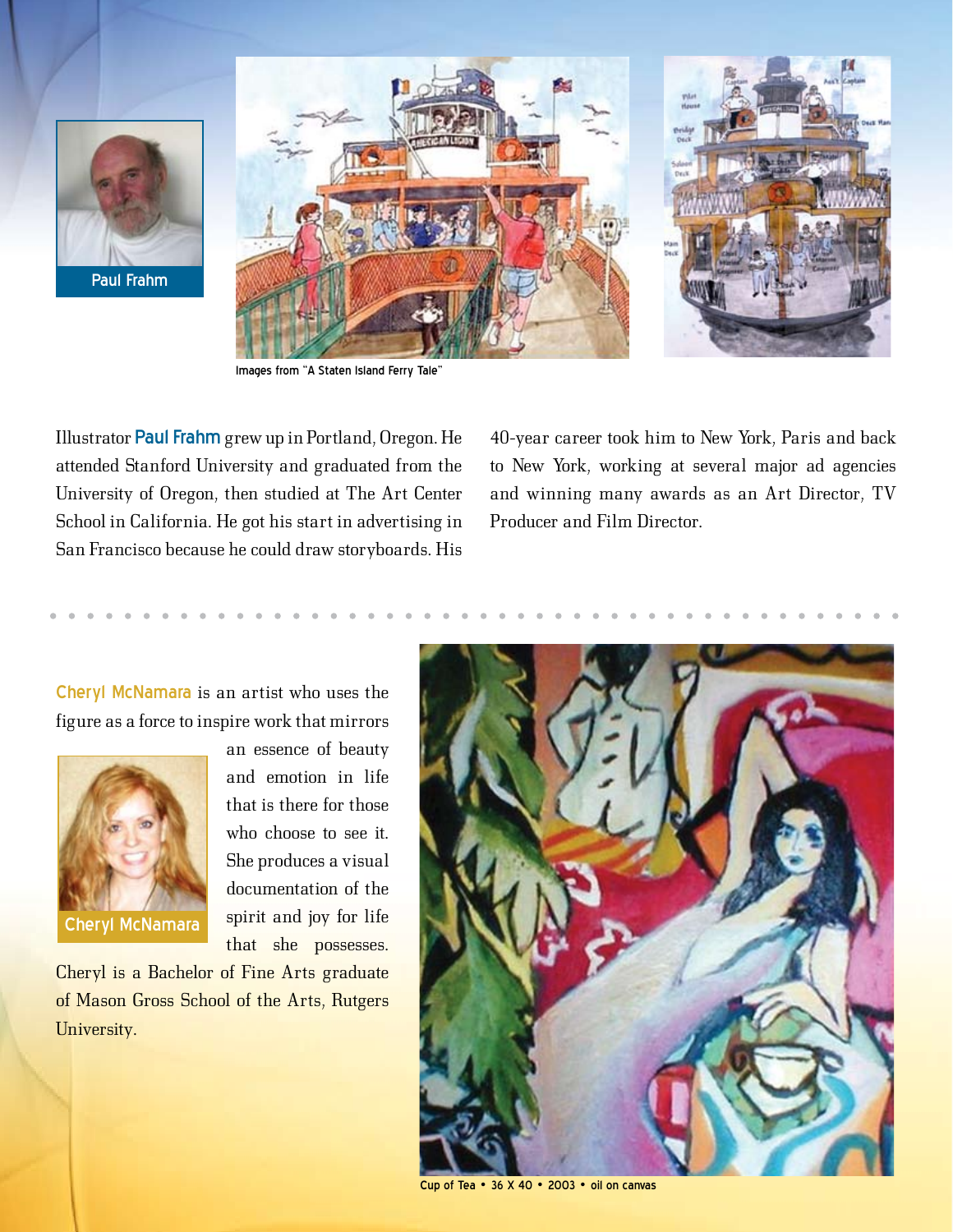Paul Frahm

Images from "A Staten Island Ferry Tale"

Illustrator **Paul Frahm** grew up in Portland, Oregon. He attended Stanford University and graduated from the University of Oregon, then studied at The Art Center School in California. He got his start in advertising in San Francisco because he could draw storyboards. His 40-year career took him to New York, Paris and back to New York, working at several major ad agencies and winning many awards as an Art Director, TV Producer and Film Director.

**Cheryl McNamara** is an artist who uses the figure as a force to inspire work that mirrors an essence of beauty and emotion in life that is there for those who choose to see it. She produces a visual documentation of the spirit and joy for life that she possesses. Cheryl is a Bachelor of Fine Arts graduate of Mason Gross School of the Arts, Rutgers University.

Cheryl McNamara

Cup of Tea • 36 X 40 • 2003 • oil on canvas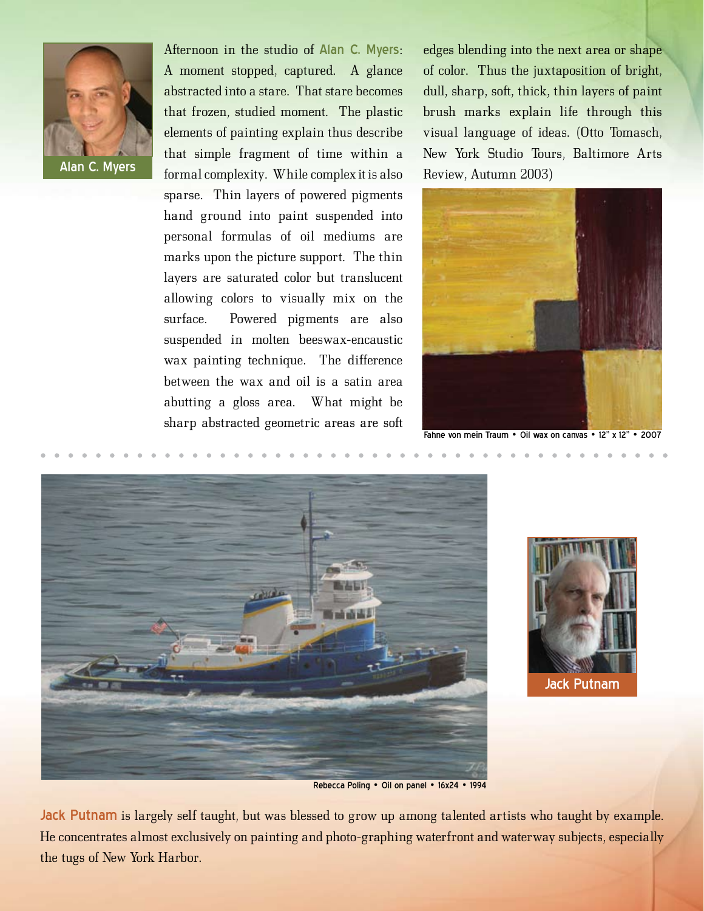Alan C. Myers

Afternoon in the studio of **Alan C. Myers**: A moment stopped, captured. A glance abstracted into a stare. That stare becomes that frozen, studied moment. The plastic elements of painting explain thus describe that simple fragment of time within a formal complexity. While complex it is also sparse. Thin layers of powered pigments hand ground into paint suspended into personal formulas of oil mediums are marks upon the picture support. The thin layers are saturated color but translucent allowing colors to visually mix on the surface. Powered pigments are also suspended in molten beeswax-encaustic wax painting technique. The difference between the wax and oil is a satin area abutting a gloss area. What might be sharp abstracted geometric areas are soft edges blending into the next area or shape of color. Thus the juxtaposition of bright, dull, sharp, soft, thick, thin layers of paint brush marks explain life through this visual language of ideas. (Otto Tomasch, New York Studio Tours, Baltimore Arts Review, Autumn 2003)

Fahne von mein Traum • Oil wax on canvas • 12" x 12" • 2007

Rebecca Poling • Oil on panel • 16x24 • 1994

Jack Putnam

**Jack Putnam** is largely self taught, but was blessed to grow up among talented artists who taught by example. He concentrates almost exclusively on painting and photo-graphing waterfront and waterway subjects, especially the tugs of New York Harbor.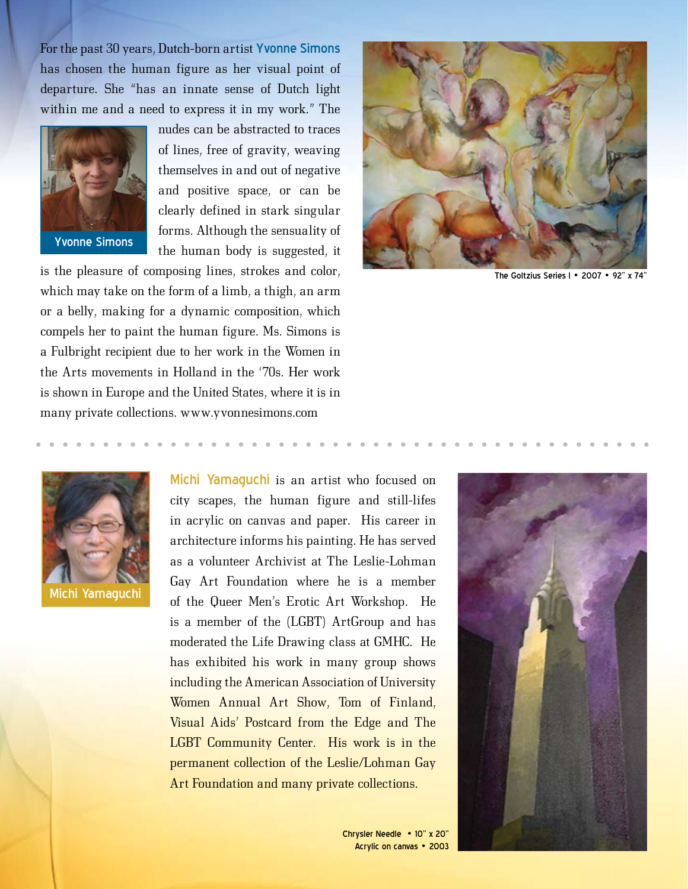For the past 30 years, Dutch-born artist **Yvonne Simons** has chosen the human figure as her visual point of departure. She "has an innate sense of Dutch light within me and a need to express it in my work." The nudes can be abstracted to traces of lines, free of gravity, weaving themselves in and out of negative and positive space, or can be clearly defined in stark singular forms. Although the sensuality of the human body is suggested, it is the pleasure of composing lines, strokes and color, which may take on the form of a limb, a thigh, an arm or a belly, making for a dynamic composition, which compels her to paint the human figure. Ms. Simons is a Fulbright recipient due to her work in the Women in the Arts movements in Holland in the '70s. Her work is shown in Europe and the United States, where it is in many private collections. www.yvonnesimons.com

Yvonne Simons

The Goltzius Series I • 2007 • 92" x 74"

---

**Michi Yamaguchi** is an artist who focused on city scapes, the human figure and still-lifes in acrylic on canvas and paper. His career in architecture informs his painting. He has served as a volunteer Archivist at The Leslie-Lohman Gay Art Foundation where he is a member of the Queer Men's Erotic Art Workshop. He is a member of the (LGBT) ArtGroup and has moderated the Life Drawing class at GMHC. He has exhibited his work in many group shows including the American Association of University Women Annual Art Show, Tom of Finland, Visual Aids' Postcard from the Edge and The LGBT Community Center. His work is in the permanent collection of the Leslie/Lohman Gay Art Foundation and many private collections.

Michi Yamaguchi

Chrysler Needle • 10" x 20"
Acrylic on canvas • 2003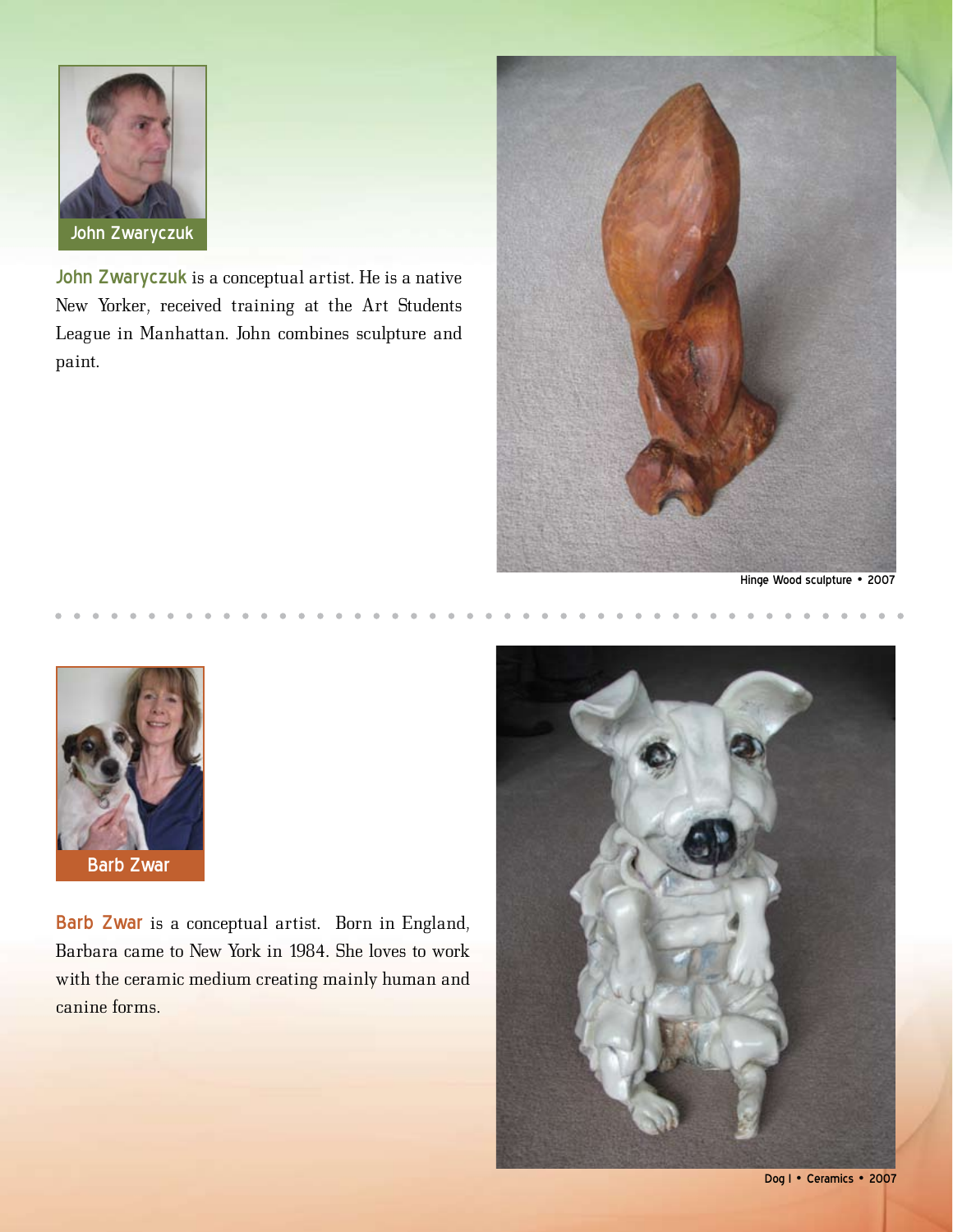John Zwaryczuk

**John Zwaryczuk** is a conceptual artist. He is a native New Yorker, received training at the Art Students League in Manhattan. John combines sculpture and paint.

Hinge Wood sculpture • 2007

Barb Zwar

**Barb Zwar** is a conceptual artist. Born in England, Barbara came to New York in 1984. She loves to work with the ceramic medium creating mainly human and canine forms.

Dog I • Ceramics • 2007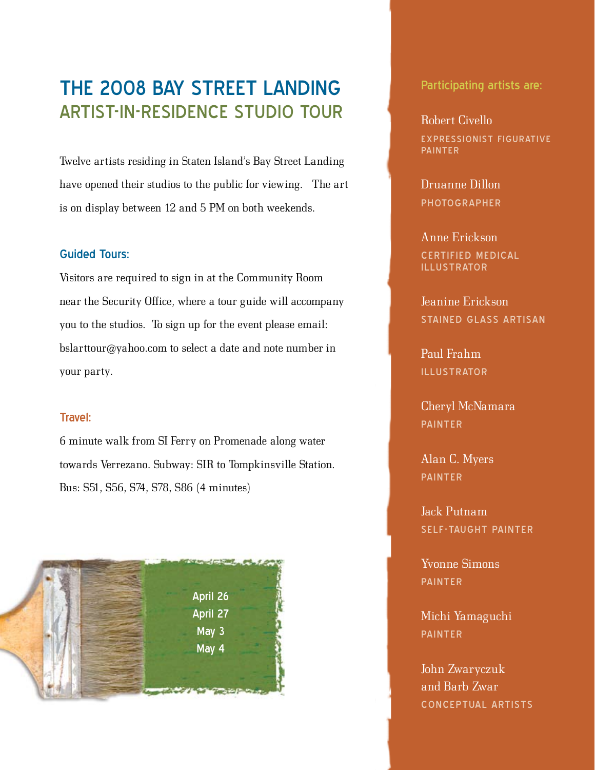# THE 2008 BAY STREET LANDING
## ARTIST-IN-RESIDENCE STUDIO TOUR

Twelve artists residing in Staten Island's Bay Street Landing have opened their studios to the public for viewing. The art is on display between 12 and 5 PM on both weekends.

### Guided Tours:

Visitors are required to sign in at the Community Room near the Security Office, where a tour guide will accompany you to the studios. To sign up for the event please email: bslarttour@yahoo.com to select a date and note number in your party.

### Travel:

6 minute walk from SI Ferry on Promenade along water towards Verrezano. Subway: SIR to Tompkinsville Station. Bus: S51, S56, S74, S78, S86 (4 minutes)

April 26
April 27
May 3
May 4

### Participating artists are:

Robert Civello
EXPRESSIONIST FIGURATIVE PAINTER

Druanne Dillon
PHOTOGRAPHER

Anne Erickson
CERTIFIED MEDICAL ILLUSTRATOR

Jeanine Erickson
STAINED GLASS ARTISAN

Paul Frahm
ILLUSTRATOR

Cheryl McNamara
PAINTER

Alan C. Myers
PAINTER

Jack Putnam
SELF-TAUGHT PAINTER

Yvonne Simons
PAINTER

Michi Yamaguchi
PAINTER

John Zwaryczuk and Barb Zwar
CONCEPTUAL ARTISTS